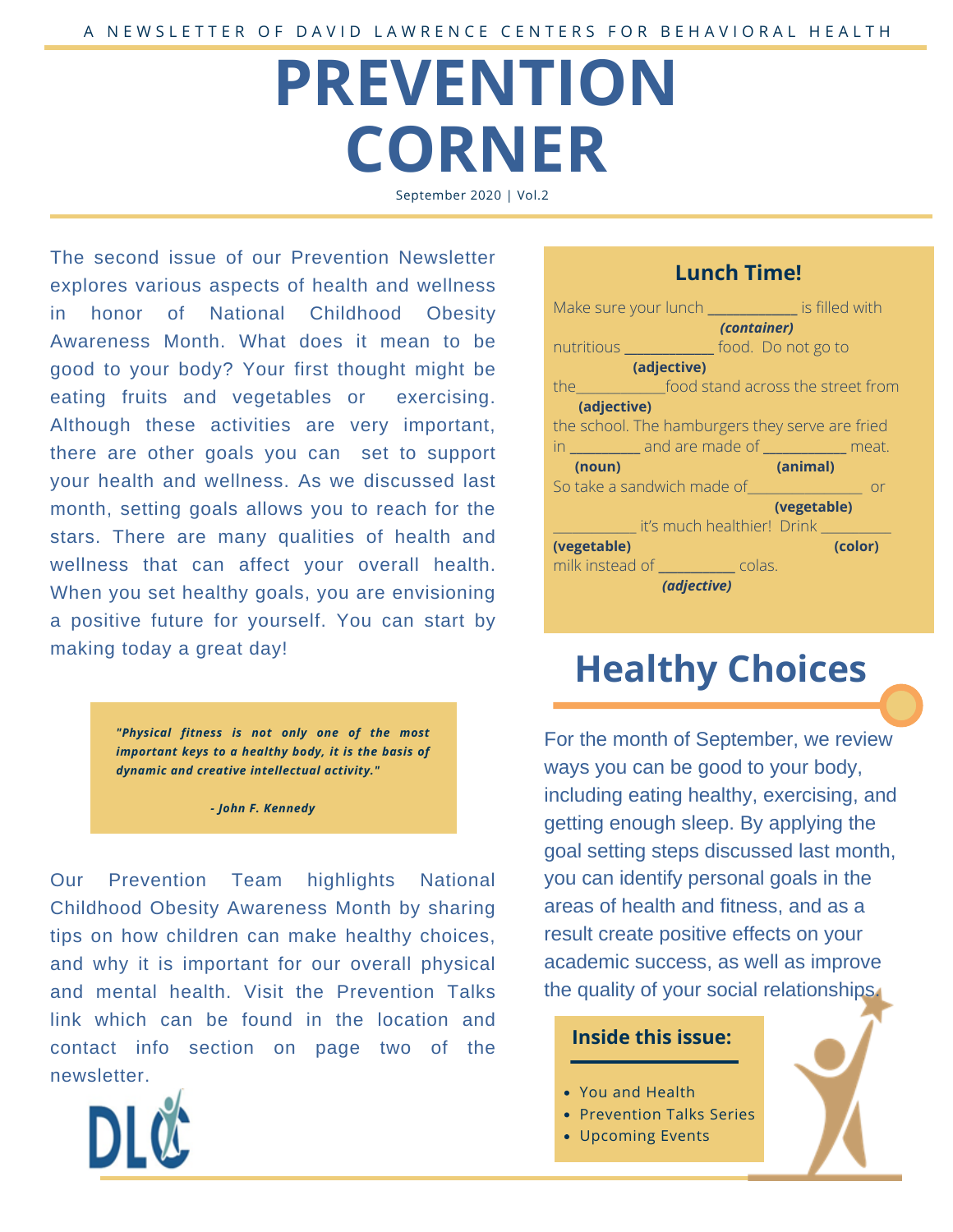A NEWSLETTER OF DAVID LAWRENCE CENTERS FOR BEHAVIORAL HEALTH

# PREVENTION CORNER

September 2020 | Vol.2

The second issue of our Prevention Newsletter explores various aspects of health and wellness in honor of National Childhood Obesity Awareness Month. What does it mean to be good to your body? Your first thought might be eating fruits and vegetables or exercising. Although these activities are very important, there are other goals you can set to support your health and wellness. As we discussed last month, setting goals allows you to reach for the stars. There are many qualities of health and wellness that can affect your overall health. When you set healthy goals, you are envisioning a positive future for yourself. You can start by making today a great day!

> ***"Physical fitness is not only one of the most important keys to a healthy body, it is the basis of dynamic and creative intellectual activity."***
>
> ***- John F. Kennedy***

Our Prevention Team highlights National Childhood Obesity Awareness Month by sharing tips on how children can make healthy choices, and why it is important for our overall physical and mental health. Visit the Prevention Talks link which can be found in the location and contact info section on page two of the newsletter.

### Lunch Time!

Make sure your lunch ___________ ***(container)*** is filled with nutritious ___________ **(adjective)** food. Do not go to the___________ **(adjective)** food stand across the street from the school. The hamburgers they serve are fried in _________ **(noun)** and are made of __________ **(animal)** meat. So take a sandwich made of_______________ **(vegetable)** or __________ **(vegetable)** it's much healthier! Drink _________ **(color)** milk instead of __________ ***(adjective)*** colas.

## Healthy Choices

For the month of September, we review ways you can be good to your body, including eating healthy, exercising, and getting enough sleep. By applying the goal setting steps discussed last month, you can identify personal goals in the areas of health and fitness, and as a result create positive effects on your academic success, as well as improve the quality of your social relationships.

### Inside this issue:

- You and Health
- Prevention Talks Series
- Upcoming Events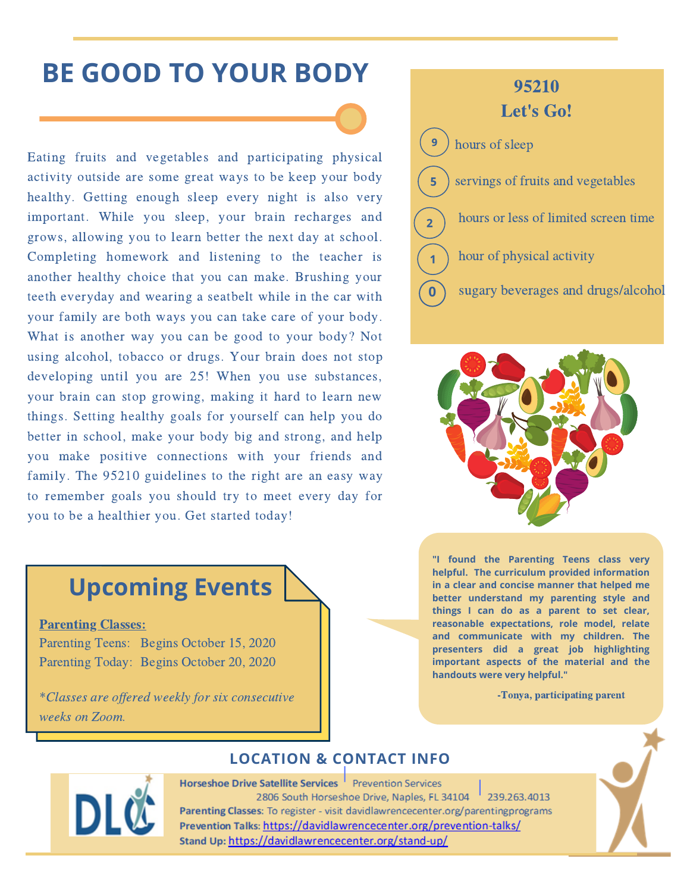# BE GOOD TO YOUR BODY

Eating fruits and vegetables and participating physical activity outside are some great ways to be keep your body healthy. Getting enough sleep every night is also very important. While you sleep, your brain recharges and grows, allowing you to learn better the next day at school. Completing homework and listening to the teacher is another healthy choice that you can make. Brushing your teeth everyday and wearing a seatbelt while in the car with your family are both ways you can take care of your body. What is another way you can be good to your body? Not using alcohol, tobacco or drugs. Your brain does not stop developing until you are 25! When you use substances, your brain can stop growing, making it hard to learn new things. Setting healthy goals for yourself can help you do better in school, make your body big and strong, and help you make positive connections with your friends and family. The 95210 guidelines to the right are an easy way to remember goals you should try to meet every day for you to be a healthier you. Get started today!

## 95210 Let's Go!

- **9** hours of sleep
- **5** servings of fruits and vegetables
- **2** hours or less of limited screen time
- **1** hour of physical activity
- **0** sugary beverages and drugs/alcohol

## Upcoming Events

**Parenting Classes:**

Parenting Teens: Begins October 15, 2020

Parenting Today: Begins October 20, 2020

*\*Classes are offered weekly for six consecutive weeks on Zoom.*

**"I found the Parenting Teens class very helpful. The curriculum provided information in a clear and concise manner that helped me better understand my parenting style and things I can do as a parent to set clear, reasonable expectations, role model, relate and communicate with my children. The presenters did a great job highlighting important aspects of the material and the handouts were very helpful."**

**-Tonya, participating parent**

## LOCATION & CONTACT INFO

**Horseshoe Drive Satellite Services** | Prevention Services

2806 South Horseshoe Drive, Naples, FL 34104 | 239.263.4013

**Parenting Classes:** To register - visit davidlawrencecenter.org/parentingprograms

**Prevention Talks:** https://davidlawrencecenter.org/prevention-talks/

**Stand Up:** https://davidlawrencecenter.org/stand-up/